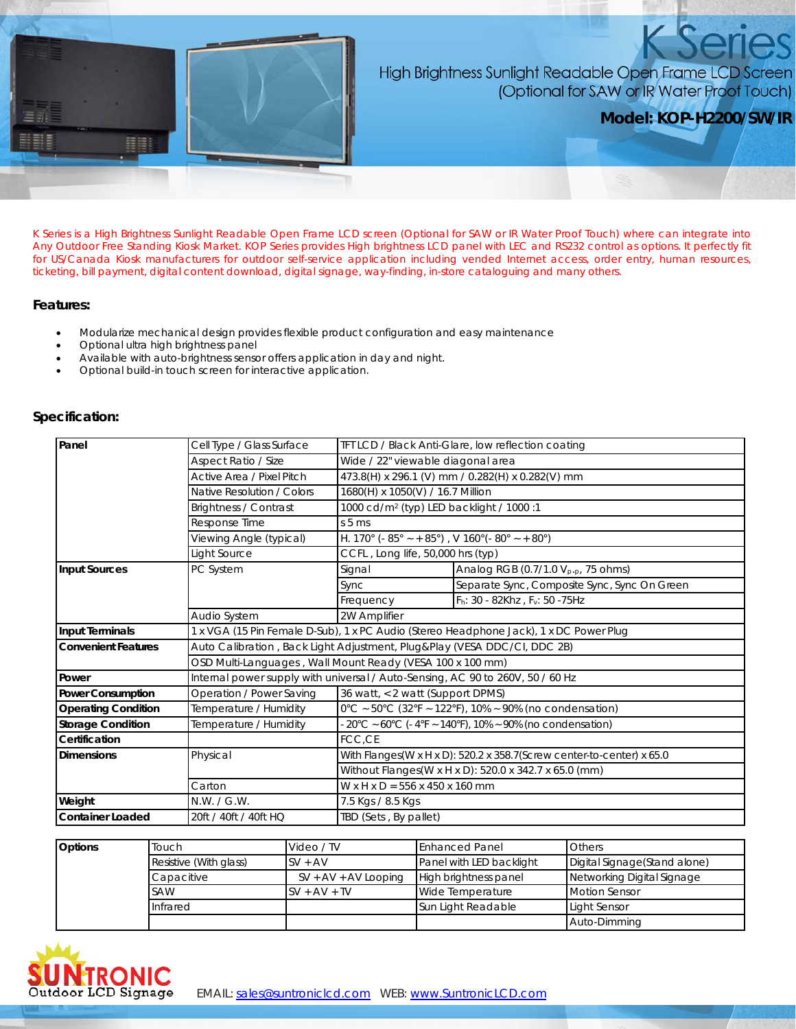# K Series

## High Brightness Sunlight Readable Open Frame LCD Screen (Optional for SAW or IR Water Proof Touch)

### Model: KOP-H2200/SW/IR

K Series is a High Brightness Sunlight Readable Open Frame LCD screen (Optional for SAW or IR Water Proof Touch) where can integrate into Any Outdoor Free Standing Kiosk Market. KOP Series provides High brightness LCD panel with LEC and RS232 control as options. It perfectly fit for US/Canada Kiosk manufacturers for outdoor self-service application including vended Internet access, order entry, human resources, ticketing, bill payment, digital content download, digital signage, way-finding, in-store cataloguing and many others.

## Features:

- Modularize mechanical design provides flexible product configuration and easy maintenance
- Optional ultra high brightness panel
- Available with auto-brightness sensor offers application in day and night.
- Optional build-in touch screen for interactive application.

## Specification:

| | | | |
|---|---|---|---|
| **Panel** | Cell Type / Glass Surface | TFT LCD / Black Anti-Glare, low reflection coating | |
| | Aspect Ratio / Size | Wide / 22" viewable diagonal area | |
| | Active Area / Pixel Pitch | 473.8(H) x 296.1 (V) mm / 0.282(H) x 0.282(V) mm | |
| | Native Resolution / Colors | 1680(H) x 1050(V) / 16.7 Million | |
| | Brightness / Contrast | 1000 cd/m² (typ) LED backlight / 1000 :1 | |
| | Response Time | s 5 ms | |
| | Viewing Angle (typical) | H. 170° (- 85° ~ + 85°) , V 160°(- 80° ~ + 80°) | |
| | Light Source | CCFL , Long life, 50,000 hrs (typ) | |
| **Input Sources** | PC System | Signal | Analog RGB (0.7/1.0 $V_{p-p}$, 75 ohms) |
| | | Sync | Separate Sync, Composite Sync, Sync On Green |
| | | Frequency | $F_h$: 30 - 82Khz , $F_v$: 50 -75Hz |
| | Audio System | 2W Amplifier | |
| **Input Terminals** | 1 x VGA (15 Pin Female D-Sub), 1 x PC Audio (Stereo Headphone Jack), 1 x DC Power Plug | | |
| **Convenient Features** | Auto Calibration , Back Light Adjustment, Plug&Play (VESA DDC/CI, DDC 2B) | | |
| | OSD Multi-Languages , Wall Mount Ready (VESA 100 x 100 mm) | | |
| **Power** | Internal power supply with universal / Auto-Sensing, AC 90 to 260V, 50 / 60 Hz | | |
| **Power Consumption** | Operation / Power Saving | 36 watt, < 2 watt (Support DPMS) | |
| **Operating Condition** | Temperature / Humidity | 0°C ~ 50°C (32°F ~ 122°F), 10% ~ 90% (no condensation) | |
| **Storage Condition** | Temperature / Humidity | - 20°C ~ 60°C (- 4°F ~ 140°F), 10% ~ 90% (no condensation) | |
| **Certification** | | FCC,CE | |
| **Dimensions** | Physical | With Flanges(W x H x D): 520.2 x 358.7(Screw center-to-center) x 65.0 | |
| | | Without Flanges(W x H x D): 520.0 x 342.7 x 65.0 (mm) | |
| | Carton | W x H x D = 556 x 450 x 160 mm | |
| **Weight** | N.W. / G.W. | 7.5 Kgs / 8.5 Kgs | |
| **Container Loaded** | 20ft / 40ft / 40ft HQ | TBD (Sets , By pallet) | |

| **Options** | Touch | Video / TV | Enhanced Panel | Others |
|---|---|---|---|---|
| | Resistive (With glass) | SV + AV | Panel with LED backlight | Digital Signage(Stand alone) |
| | Capacitive | SV + AV + AV Looping | High brightness panel | Networking Digital Signage |
| | SAW | SV + AV + TV | Wide Temperature | Motion Sensor |
| | Infrared | | Sun Light Readable | Light Sensor |
| | | | | Auto-Dimming |

SUNTRONIC Outdoor LCD Signage

EMAIL: sales@suntroniclcd.com WEB: www.SuntronicLCD.com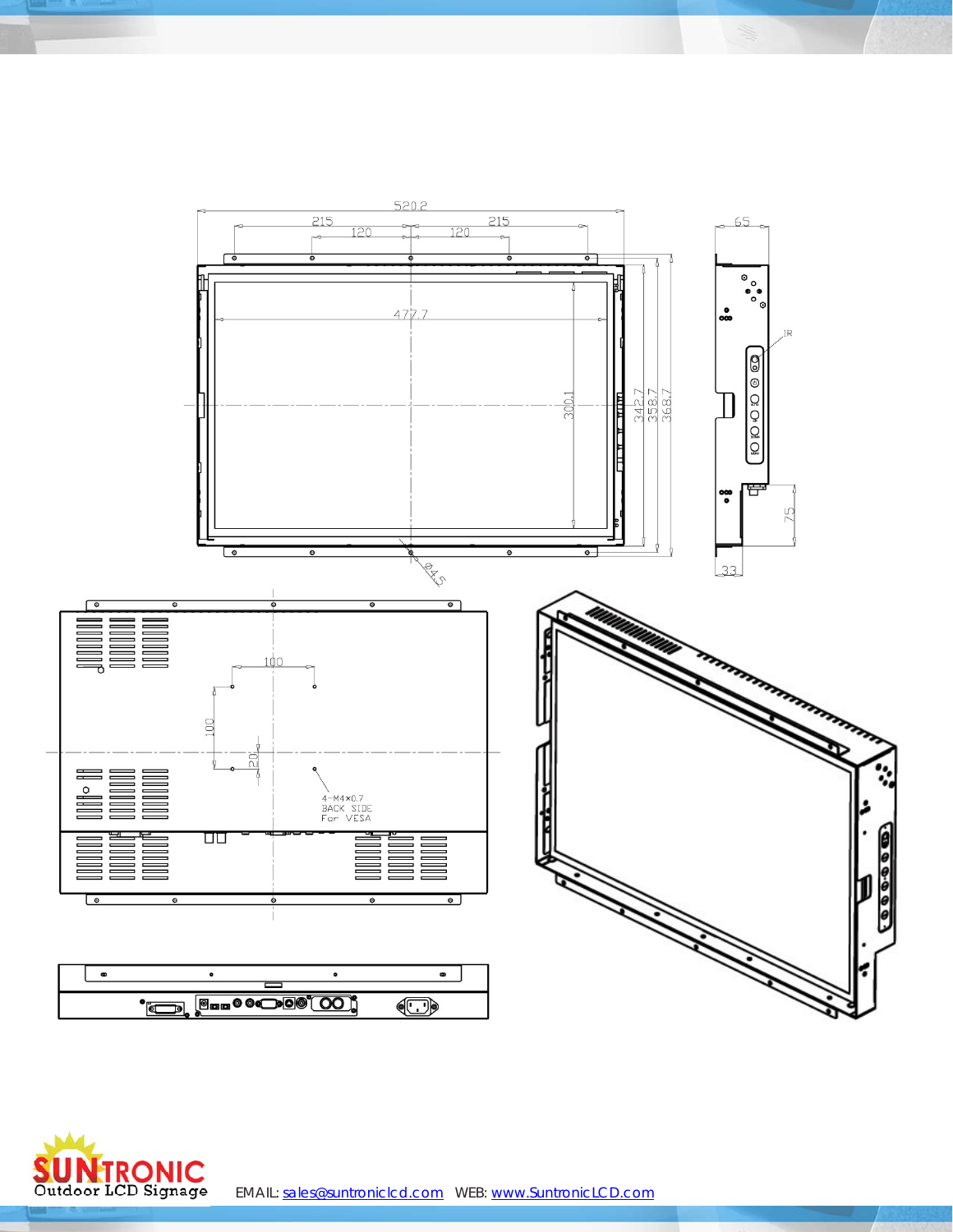520.2

215

215

120

120

477.7

300.1

342.7

358.7

368.7

Ø4.5

65

IR

75

33

100

100

20

4-M4×0.7
BACK SIDE
For VESA

EMAIL: sales@suntroniclcd.com WEB: www.SuntronicLCD.com